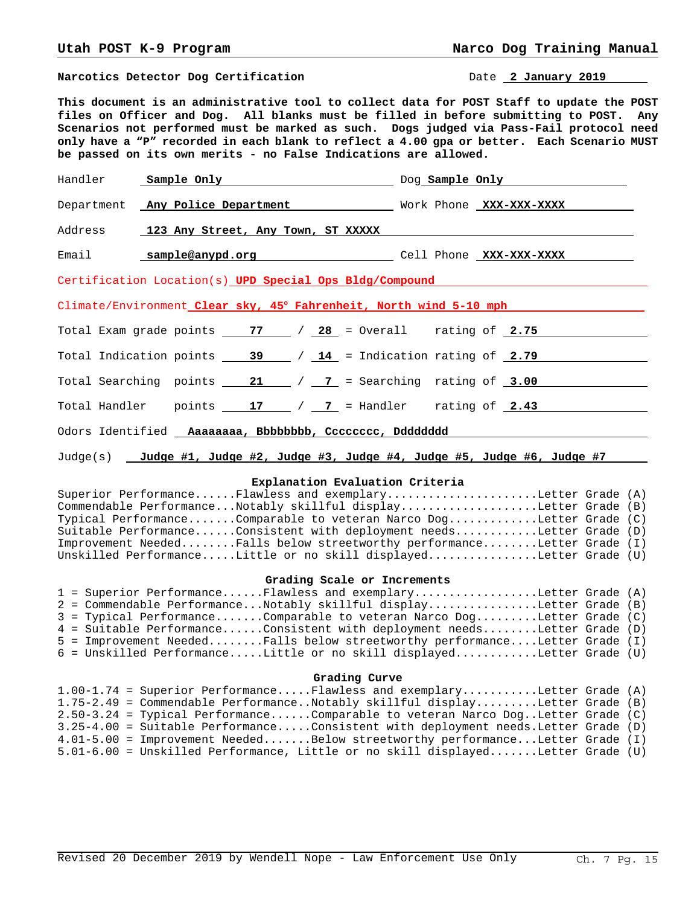**Narcotics Detector Dog Certification** Date **2 January 2019**

**This document is an administrative tool to collect data for POST Staff to update the POST files on Officer and Dog. All blanks must be filled in before submitting to POST. Any Scenarios not performed must be marked as such. Dogs judged via Pass-Fail protocol need only have a "P" recorded in each blank to reflect a 4.00 gpa or better. Each Scenario MUST be passed on its own merits - no False Indications are allowed.**

Handler **Sample Only** Dog **Sample Only**

Department **Any Police Department** Work Phone **XXX-XXX-XXXX**

Address **123 Any Street, Any Town, ST XXXXX**

Email **sample@anypd.org** Cell Phone **XXX-XXX-XXXX**

Certification Location(s) **UPD Special Ops Bldg/Compound**

Climate/Environment **Clear sky, 45º Fahrenheit, North wind 5-10 mph**

Total Exam grade points **77** / **28** = Overall rating of **2.75**

Total Indication points **39** / **14** = Indication rating of **2.79**

Total Searching points **21** / **7** = Searching rating of **3.00**

Total Handler points **17** / **7** = Handler rating of **2.43**

Odors Identified **Aaaaaaaa, Bbbbbbbb, Cccccccc, Dddddddd**

Judge(s) **Judge #1, Judge #2, Judge #3, Judge #4, Judge #5, Judge #6, Judge #7**

### Explanation Evaluation Criteria

```
Superior Performance......Flawless and exemplary......................Letter Grade (A)
Commendable Performance...Notably skillful display....................Letter Grade (B)
Typical Performance.......Comparable to veteran Narco Dog.............Letter Grade (C)
Suitable Performance......Consistent with deployment needs............Letter Grade (D)
Improvement Needed........Falls below streetworthy performance........Letter Grade (I)
Unskilled Performance.....Little or no skill displayed................Letter Grade (U)
```

### Grading Scale or Increments

```
1 = Superior Performance......Flawless and exemplary..................Letter Grade (A)
2 = Commendable Performance...Notably skillful display................Letter Grade (B)
3 = Typical Performance.......Comparable to veteran Narco Dog.........Letter Grade (C)
4 = Suitable Performance......Consistent with deployment needs........Letter Grade (D)
5 = Improvement Needed........Falls below streetworthy performance....Letter Grade (I)
6 = Unskilled Performance.....Little or no skill displayed............Letter Grade (U)
```

### Grading Curve

```
1.00-1.74 = Superior Performance.....Flawless and exemplary...........Letter Grade (A)
1.75-2.49 = Commendable Performance..Notably skillful display.........Letter Grade (B)
2.50-3.24 = Typical Performance......Comparable to veteran Narco Dog..Letter Grade (C)
3.25-4.00 = Suitable Performance.....Consistent with deployment needs.Letter Grade (D)
4.01-5.00 = Improvement Needed.......Below streetworthy performance...Letter Grade (I)
5.01-6.00 = Unskilled Performance, Little or no skill displayed.......Letter Grade (U)
```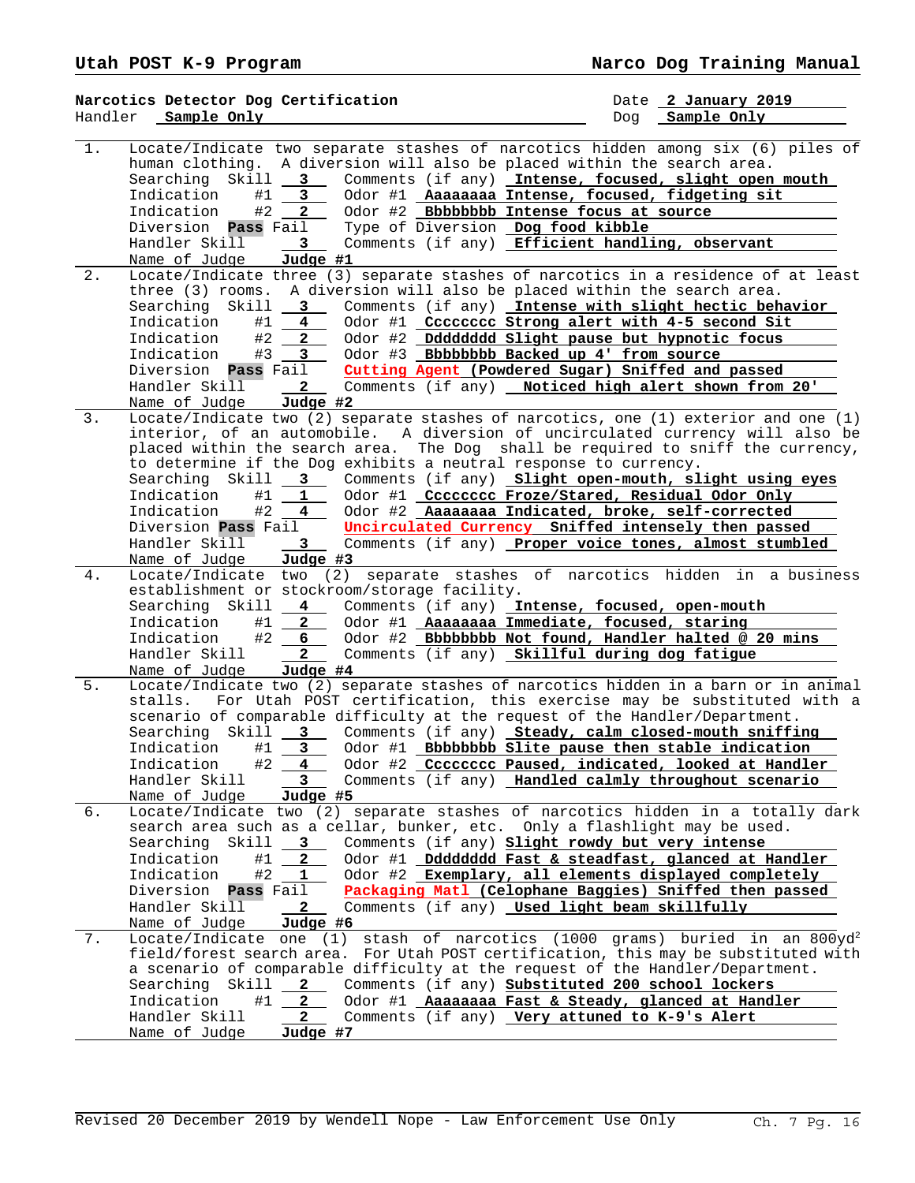**Narcotics Detector Dog Certification**

Date **2 January 2019**

Handler **Sample Only**

Dog **Sample Only**

**1.** Locate/Indicate two separate stashes of narcotics hidden among six (6) piles of human clothing. A diversion will also be placed within the search area.

Searching Skill **3** Comments (if any) **Intense, focused, slight open mouth**
Indication #1 **3** Odor #1 **Aaaaaaaa Intense, focused, fidgeting sit**
Indication #2 **2** Odor #2 **Bbbbbbbb Intense focus at source**
Diversion **Pass** Fail Type of Diversion **Dog food kibble**
Handler Skill **3** Comments (if any) **Efficient handling, observant**
Name of Judge **Judge #1**

**2.** Locate/Indicate three (3) separate stashes of narcotics in a residence of at least three (3) rooms. A diversion will also be placed within the search area.

Searching Skill **3** Comments (if any) **Intense with slight hectic behavior**
Indication #1 **4** Odor #1 **Cccccccc Strong alert with 4-5 second Sit**
Indication #2 **2** Odor #2 **Dddddddd Slight pause but hypnotic focus**
Indication #3 **3** Odor #3 **Bbbbbbbb Backed up 4' from source**
Diversion **Pass** Fail **Cutting Agent (Powdered Sugar) Sniffed and passed**
Handler Skill **2** Comments (if any) **Noticed high alert shown from 20'**
Name of Judge **Judge #2**

**3.** Locate/Indicate two (2) separate stashes of narcotics, one (1) exterior and one (1) interior, of an automobile. A diversion of uncirculated currency will also be placed within the search area. The Dog shall be required to sniff the currency, to determine if the Dog exhibits a neutral response to currency.

Searching Skill **3** Comments (if any) **Slight open-mouth, slight using eyes**
Indication #1 **1** Odor #1 **Cccccccc Froze/Stared, Residual Odor Only**
Indication #2 **4** Odor #2 **Aaaaaaaa Indicated, broke, self-corrected**
Diversion **Pass** Fail **Uncirculated Currency Sniffed intensely then passed**
Handler Skill **3** Comments (if any) **Proper voice tones, almost stumbled**
Name of Judge **Judge #3**

**4.** Locate/Indicate two (2) separate stashes of narcotics hidden in a business establishment or stockroom/storage facility.

Searching Skill **4** Comments (if any) **Intense, focused, open-mouth**
Indication #1 **2** Odor #1 **Aaaaaaaa Immediate, focused, staring**
Indication #2 **6** Odor #2 **Bbbbbbbb Not found, Handler halted @ 20 mins**
Handler Skill **2** Comments (if any) **Skillful during dog fatigue**
Name of Judge **Judge #4**

**5.** Locate/Indicate two (2) separate stashes of narcotics hidden in a barn or in animal stalls. For Utah POST certification, this exercise may be substituted with a scenario of comparable difficulty at the request of the Handler/Department.

Searching Skill **3** Comments (if any) **Steady, calm closed-mouth sniffing**
Indication #1 **3** Odor #1 **Bbbbbbbb Slite pause then stable indication**
Indication #2 **4** Odor #2 **Cccccccc Paused, indicated, looked at Handler**
Handler Skill **3** Comments (if any) **Handled calmly throughout scenario**
Name of Judge **Judge #5**

**6.** Locate/Indicate two (2) separate stashes of narcotics hidden in a totally dark search area such as a cellar, bunker, etc. Only a flashlight may be used.

Searching Skill **3** Comments (if any) **Slight rowdy but very intense**
Indication #1 **2** Odor #1 **Dddddddd Fast & steadfast, glanced at Handler**
Indication #2 **1** Odor #2 **Exemplary, all elements displayed completely**
Diversion **Pass** Fail **Packaging Matl (Celophane Baggies) Sniffed then passed**
Handler Skill **2** Comments (if any) **Used light beam skillfully**
Name of Judge **Judge #6**

**7.** Locate/Indicate one (1) stash of narcotics (1000 grams) buried in an 800yd² field/forest search area. For Utah POST certification, this may be substituted with a scenario of comparable difficulty at the request of the Handler/Department.

Searching Skill **2** Comments (if any) **Substituted 200 school lockers**
Indication #1 **2** Odor #1 **Aaaaaaaa Fast & Steady, glanced at Handler**
Handler Skill **2** Comments (if any) **Very attuned to K-9's Alert**
Name of Judge **Judge #7**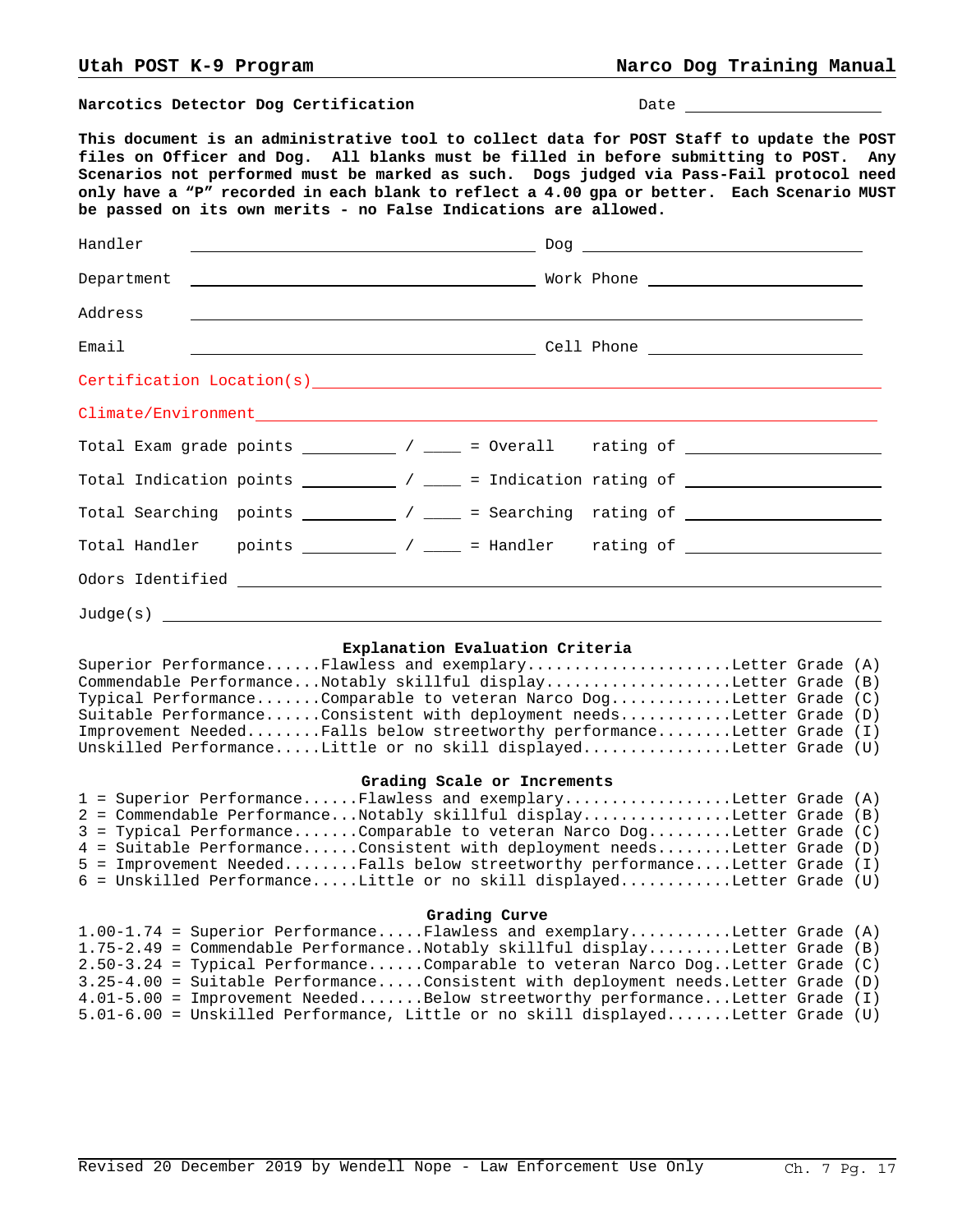**Narcotics Detector Dog Certification** Date ____________________

**This document is an administrative tool to collect data for POST Staff to update the POST files on Officer and Dog. All blanks must be filled in before submitting to POST. Any Scenarios not performed must be marked as such. Dogs judged via Pass-Fail protocol need only have a "P" recorded in each blank to reflect a 4.00 gpa or better. Each Scenario MUST be passed on its own merits - no False Indications are allowed.**

Handler ________________________________ Dog ________________________

Department ________________________________ Work Phone ____________________

Address ______________________________________________________________

Email ________________________________ Cell Phone ____________________

Certification Location(s) ______________________________________________

Climate/Environment ___________________________________________________

Total Exam grade points _________ / ____ = Overall rating of ________________

Total Indication points _________ / ____ = Indication rating of ________________

Total Searching points _________ / ____ = Searching rating of ________________

Total Handler points _________ / ____ = Handler rating of ________________

Odors Identified ______________________________________________________

Judge(s) ______________________________________________________________

### Explanation Evaluation Criteria

Superior Performance......Flawless and exemplary......................Letter Grade (A)
Commendable Performance...Notably skillful display....................Letter Grade (B)
Typical Performance.......Comparable to veteran Narco Dog.............Letter Grade (C)
Suitable Performance......Consistent with deployment needs............Letter Grade (D)
Improvement Needed........Falls below streetworthy performance........Letter Grade (I)
Unskilled Performance.....Little or no skill displayed................Letter Grade (U)

### Grading Scale or Increments

1 = Superior Performance......Flawless and exemplary..................Letter Grade (A)
2 = Commendable Performance...Notably skillful display................Letter Grade (B)
3 = Typical Performance.......Comparable to veteran Narco Dog.........Letter Grade (C)
4 = Suitable Performance......Consistent with deployment needs........Letter Grade (D)
5 = Improvement Needed........Falls below streetworthy performance....Letter Grade (I)
6 = Unskilled Performance.....Little or no skill displayed............Letter Grade (U)

### Grading Curve

1.00-1.74 = Superior Performance.....Flawless and exemplary...........Letter Grade (A)
1.75-2.49 = Commendable Performance..Notably skillful display.........Letter Grade (B)
2.50-3.24 = Typical Performance......Comparable to veteran Narco Dog..Letter Grade (C)
3.25-4.00 = Suitable Performance.....Consistent with deployment needs.Letter Grade (D)
4.01-5.00 = Improvement Needed.......Below streetworthy performance...Letter Grade (I)
5.01-6.00 = Unskilled Performance, Little or no skill displayed.......Letter Grade (U)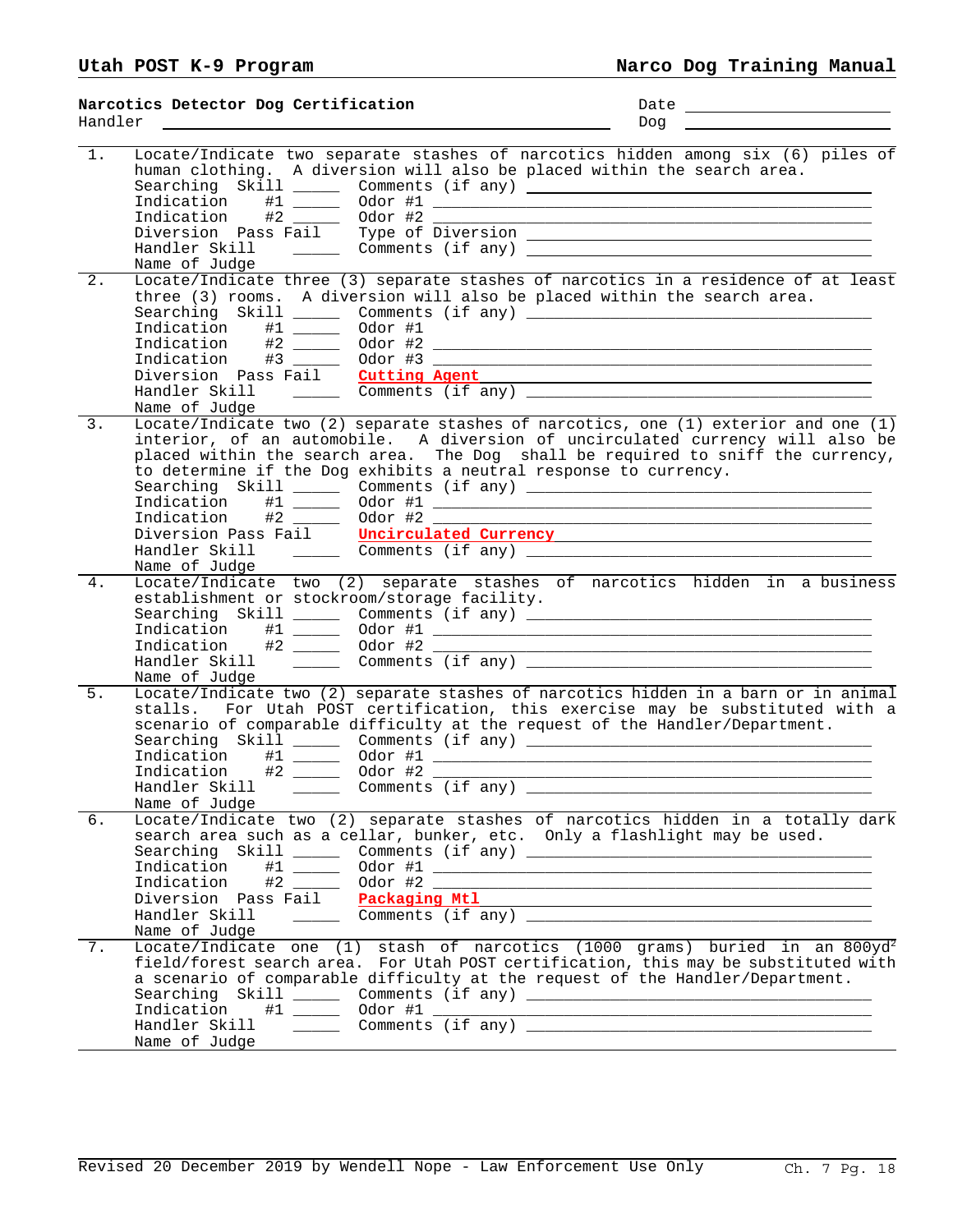**Narcotics Detector Dog Certification**

Date ______________________

Handler ______________________________________ Dog ______________________

1. Locate/Indicate two separate stashes of narcotics hidden among six (6) piles of human clothing. A diversion will also be placed within the search area.
   - Searching Skill _____ Comments (if any) ______________________
   - Indication #1 _____ Odor #1 ______________________
   - Indication #2 _____ Odor #2 ______________________
   - Diversion Pass Fail Type of Diversion ______________________
   - Handler Skill _____ Comments (if any) ______________________
   - Name of Judge

2. Locate/Indicate three (3) separate stashes of narcotics in a residence of at least three (3) rooms. A diversion will also be placed within the search area.
   - Searching Skill _____ Comments (if any) ______________________
   - Indication #1 _____ Odor #1
   - Indication #2 _____ Odor #2 ______________________
   - Indication #3 _____ Odor #3 ______________________
   - Diversion Pass Fail **Cutting Agent** ______________________
   - Handler Skill _____ Comments (if any) ______________________
   - Name of Judge

3. Locate/Indicate two (2) separate stashes of narcotics, one (1) exterior and one (1) interior, of an automobile. A diversion of uncirculated currency will also be placed within the search area. The Dog shall be required to sniff the currency, to determine if the Dog exhibits a neutral response to currency.
   - Searching Skill _____ Comments (if any) ______________________
   - Indication #1 _____ Odor #1 ______________________
   - Indication #2 _____ Odor #2 ______________________
   - Diversion Pass Fail **Uncirculated Currency** ______________________
   - Handler Skill _____ Comments (if any) ______________________
   - Name of Judge

4. Locate/Indicate two (2) separate stashes of narcotics hidden in a business establishment or stockroom/storage facility.
   - Searching Skill _____ Comments (if any) ______________________
   - Indication #1 _____ Odor #1 ______________________
   - Indication #2 _____ Odor #2 ______________________
   - Handler Skill _____ Comments (if any) ______________________
   - Name of Judge

5. Locate/Indicate two (2) separate stashes of narcotics hidden in a barn or in animal stalls. For Utah POST certification, this exercise may be substituted with a scenario of comparable difficulty at the request of the Handler/Department.
   - Searching Skill _____ Comments (if any) ______________________
   - Indication #1 _____ Odor #1 ______________________
   - Indication #2 _____ Odor #2 ______________________
   - Handler Skill _____ Comments (if any) ______________________
   - Name of Judge

6. Locate/Indicate two (2) separate stashes of narcotics hidden in a totally dark search area such as a cellar, bunker, etc. Only a flashlight may be used.
   - Searching Skill _____ Comments (if any) ______________________
   - Indication #1 _____ Odor #1 ______________________
   - Indication #2 _____ Odor #2 ______________________
   - Diversion Pass Fail **Packaging Mtl** ______________________
   - Handler Skill _____ Comments (if any) ______________________
   - Name of Judge

7. Locate/Indicate one (1) stash of narcotics (1000 grams) buried in an $800yd^2$ field/forest search area. For Utah POST certification, this may be substituted with a scenario of comparable difficulty at the request of the Handler/Department.
   - Searching Skill _____ Comments (if any) ______________________
   - Indication #1 _____ Odor #1 ______________________
   - Handler Skill _____ Comments (if any) ______________________
   - Name of Judge